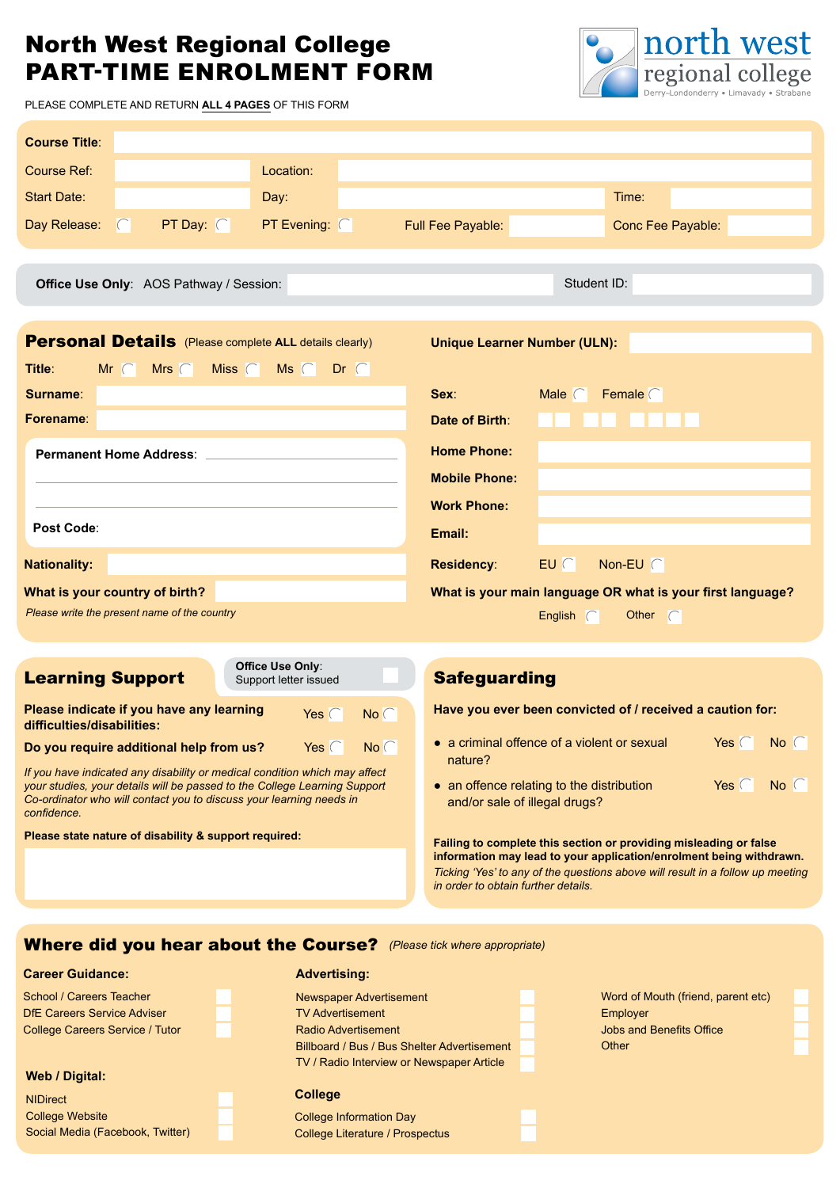# North West Regional College
# PART-TIME ENROLMENT FORM

north west regional college
Derry~Londonderry • Limavady • Strabane

PLEASE COMPLETE AND RETURN **ALL 4 PAGES** OF THIS FORM

**Course Title**:

Course Ref: Location:

Start Date: Day: Time:

Day Release: ◯ PT Day: ◯ PT Evening: ◯ Full Fee Payable: Conc Fee Payable:

**Office Use Only**: AOS Pathway / Session: Student ID:

## Personal Details (Please complete **ALL** details clearly)

**Title**: Mr ◯ Mrs ◯ Miss ◯ Ms ◯ Dr ◯

**Surname**:

**Forename**:

**Permanent Home Address**:

**Post Code**:

**Nationality:**

**What is your country of birth?**

*Please write the present name of the country*

**Unique Learner Number (ULN):**

**Sex**: Male ◯ Female ◯

**Date of Birth**:

**Home Phone:**

**Mobile Phone:**

**Work Phone:**

**Email:**

**Residency**: EU ◯ Non-EU ◯

**What is your main language OR what is your first language?**

English ◯ Other ◯

## Learning Support

**Office Use Only**: Support letter issued ☐

**Please indicate if you have any learning difficulties/disabilities:** Yes ◯ No ◯

**Do you require additional help from us?** Yes ◯ No ◯

*If you have indicated any disability or medical condition which may affect your studies, your details will be passed to the College Learning Support Co-ordinator who will contact you to discuss your learning needs in confidence.*

**Please state nature of disability & support required:**

## Safeguarding

**Have you ever been convicted of / received a caution for:**

- a criminal offence of a violent or sexual nature? Yes ◯ No ◯
- an offence relating to the distribution and/or sale of illegal drugs? Yes ◯ No ◯

**Failing to complete this section or providing misleading or false information may lead to your application/enrolment being withdrawn.**
*Ticking 'Yes' to any of the questions above will result in a follow up meeting in order to obtain further details.*

## Where did you hear about the Course? *(Please tick where appropriate)*

**Career Guidance:**

- School / Careers Teacher ☐
- DfE Careers Service Adviser ☐
- College Careers Service / Tutor ☐

**Web / Digital:**

- NIDirect ☐
- College Website ☐
- Social Media (Facebook, Twitter) ☐

**Advertising:**

- Newspaper Advertisement ☐
- TV Advertisement ☐
- Radio Advertisement ☐
- Billboard / Bus / Bus Shelter Advertisement ☐
- TV / Radio Interview or Newspaper Article ☐

**College**

- College Information Day ☐
- College Literature / Prospectus ☐

- Word of Mouth (friend, parent etc) ☐
- Employer ☐
- Jobs and Benefits Office ☐
- Other ☐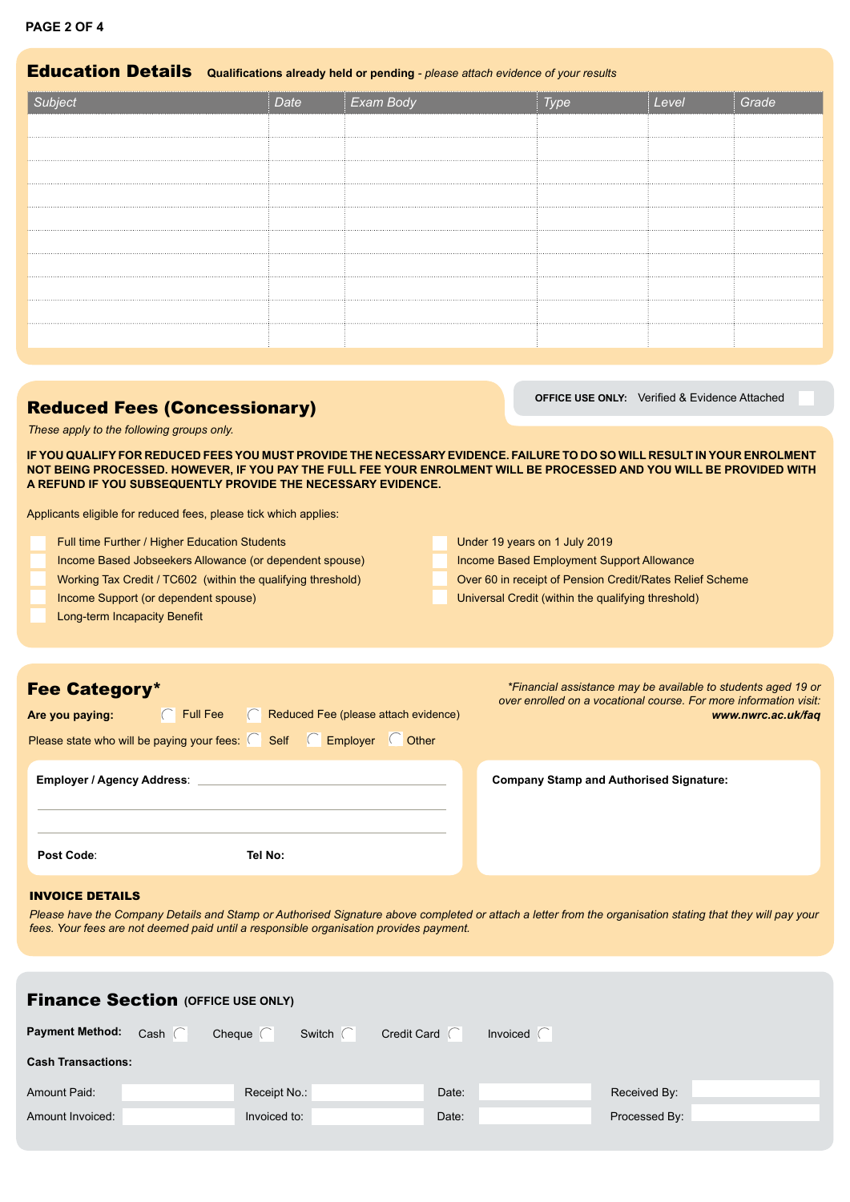## Education Details

**Qualifications already held or pending** - *please attach evidence of your results*

| Subject | Date | Exam Body | Type | Level | Grade |
|---|---|---|---|---|---|
| | | | | | |
| | | | | | |
| | | | | | |
| | | | | | |
| | | | | | |
| | | | | | |
| | | | | | |
| | | | | | |
| | | | | | |
| | | | | | |

## Reduced Fees (Concessionary)

**OFFICE USE ONLY:** Verified & Evidence Attached ☐

*These apply to the following groups only.*

**IF YOU QUALIFY FOR REDUCED FEES YOU MUST PROVIDE THE NECESSARY EVIDENCE. FAILURE TO DO SO WILL RESULT IN YOUR ENROLMENT NOT BEING PROCESSED. HOWEVER, IF YOU PAY THE FULL FEE YOUR ENROLMENT WILL BE PROCESSED AND YOU WILL BE PROVIDED WITH A REFUND IF YOU SUBSEQUENTLY PROVIDE THE NECESSARY EVIDENCE.**

Applicants eligible for reduced fees, please tick which applies:

- ☐ Full time Further / Higher Education Students
- ☐ Income Based Jobseekers Allowance (or dependent spouse)
- ☐ Working Tax Credit / TC602 (within the qualifying threshold)
- ☐ Income Support (or dependent spouse)
- ☐ Long-term Incapacity Benefit
- ☐ Under 19 years on 1 July 2019
- ☐ Income Based Employment Support Allowance
- ☐ Over 60 in receipt of Pension Credit/Rates Relief Scheme
- ☐ Universal Credit (within the qualifying threshold)

## Fee Category*

*\*Financial assistance may be available to students aged 19 or over enrolled on a vocational course. For more information visit:* ***www.nwrc.ac.uk/faq***

**Are you paying:** ◯ Full Fee ◯ Reduced Fee (please attach evidence)

Please state who will be paying your fees: ◯ Self ◯ Employer ◯ Other

**Employer / Agency Address**: ______________________________

______________________________

______________________________

**Post Code**: **Tel No:**

**Company Stamp and Authorised Signature:**

### INVOICE DETAILS

*Please have the Company Details and Stamp or Authorised Signature above completed or attach a letter from the organisation stating that they will pay your fees. Your fees are not deemed paid until a responsible organisation provides payment.*

## Finance Section (OFFICE USE ONLY)

**Payment Method:** Cash ◯ Cheque ◯ Switch ◯ Credit Card ◯ Invoiced ◯

**Cash Transactions:**

| | | | | | | | |
|---|---|---|---|---|---|---|---|
| Amount Paid: | | Receipt No.: | | Date: | | Received By: | |
| Amount Invoiced: | | Invoiced to: | | Date: | | Processed By: | |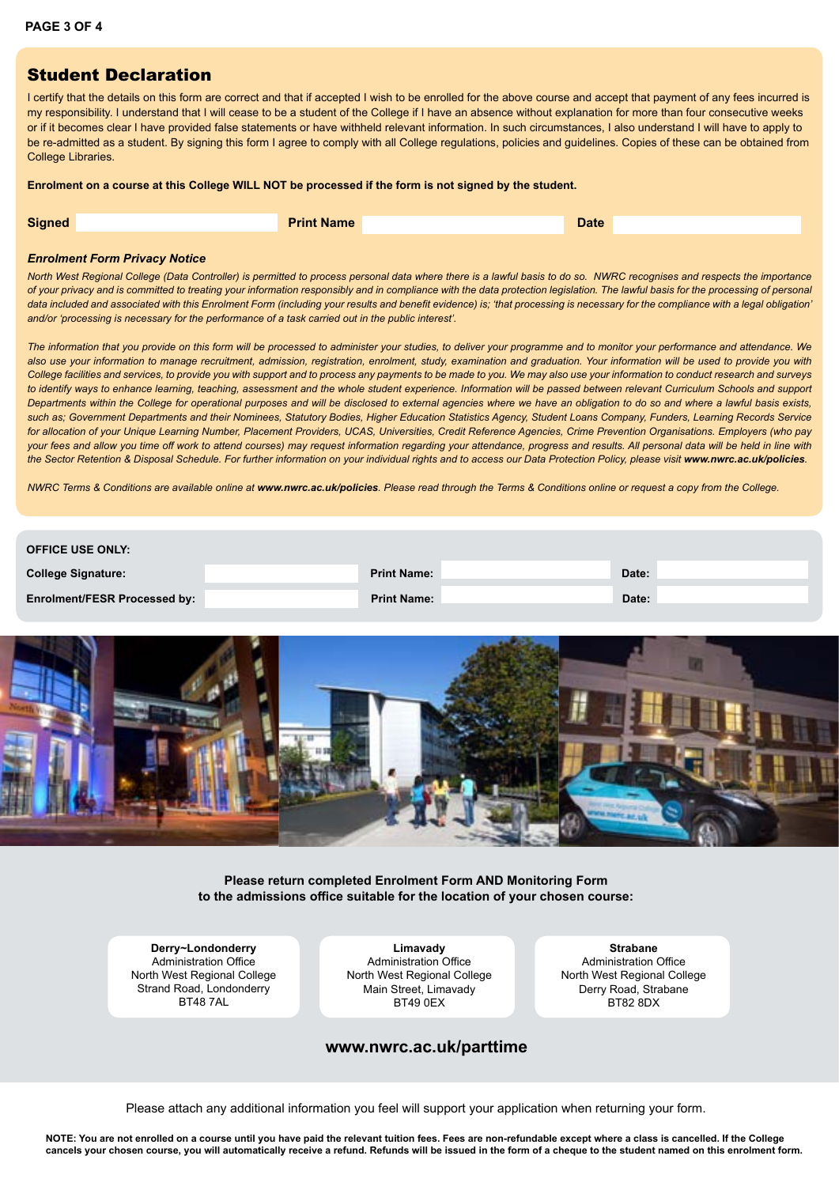## Student Declaration

I certify that the details on this form are correct and that if accepted I wish to be enrolled for the above course and accept that payment of any fees incurred is my responsibility. I understand that I will cease to be a student of the College if I have an absence without explanation for more than four consecutive weeks or if it becomes clear I have provided false statements or have withheld relevant information. In such circumstances, I also understand I will have to apply to be re-admitted as a student. By signing this form I agree to comply with all College regulations, policies and guidelines. Copies of these can be obtained from College Libraries.

**Enrolment on a course at this College WILL NOT be processed if the form is not signed by the student.**

| **Signed** | | **Print Name** | | **Date** | |
|---|---|---|---|---|---|

### *Enrolment Form Privacy Notice*

*North West Regional College (Data Controller) is permitted to process personal data where there is a lawful basis to do so. NWRC recognises and respects the importance of your privacy and is committed to treating your information responsibly and in compliance with the data protection legislation. The lawful basis for the processing of personal data included and associated with this Enrolment Form (including your results and benefit evidence) is; 'that processing is necessary for the compliance with a legal obligation' and/or 'processing is necessary for the performance of a task carried out in the public interest'.*

*The information that you provide on this form will be processed to administer your studies, to deliver your programme and to monitor your performance and attendance. We also use your information to manage recruitment, admission, registration, enrolment, study, examination and graduation. Your information will be used to provide you with College facilities and services, to provide you with support and to process any payments to be made to you. We may also use your information to conduct research and surveys to identify ways to enhance learning, teaching, assessment and the whole student experience. Information will be passed between relevant Curriculum Schools and support Departments within the College for operational purposes and will be disclosed to external agencies where we have an obligation to do so and where a lawful basis exists, such as; Government Departments and their Nominees, Statutory Bodies, Higher Education Statistics Agency, Student Loans Company, Funders, Learning Records Service for allocation of your Unique Learning Number, Placement Providers, UCAS, Universities, Credit Reference Agencies, Crime Prevention Organisations. Employers (who pay your fees and allow you time off work to attend courses) may request information regarding your attendance, progress and results. All personal data will be held in line with the Sector Retention & Disposal Schedule. For further information on your individual rights and to access our Data Protection Policy, please visit* ***www.nwrc.ac.uk/policies****.*

*NWRC Terms & Conditions are available online at* ***www.nwrc.ac.uk/policies****. Please read through the Terms & Conditions online or request a copy from the College.*

**OFFICE USE ONLY:**

| | | | | | |
|---|---|---|---|---|---|
| **College Signature:** | | **Print Name:** | | **Date:** | |
| **Enrolment/FESR Processed by:** | | **Print Name:** | | **Date:** | |

**Please return completed Enrolment Form AND Monitoring Form to the admissions office suitable for the location of your chosen course:**

| **Derry~Londonderry** | **Limavady** | **Strabane** |
|---|---|---|
| Administration Office | Administration Office | Administration Office |
| North West Regional College | North West Regional College | North West Regional College |
| Strand Road, Londonderry | Main Street, Limavady | Derry Road, Strabane |
| BT48 7AL | BT49 0EX | BT82 8DX |

**www.nwrc.ac.uk/parttime**

Please attach any additional information you feel will support your application when returning your form.

**NOTE: You are not enrolled on a course until you have paid the relevant tuition fees. Fees are non-refundable except where a class is cancelled. If the College cancels your chosen course, you will automatically receive a refund. Refunds will be issued in the form of a cheque to the student named on this enrolment form.**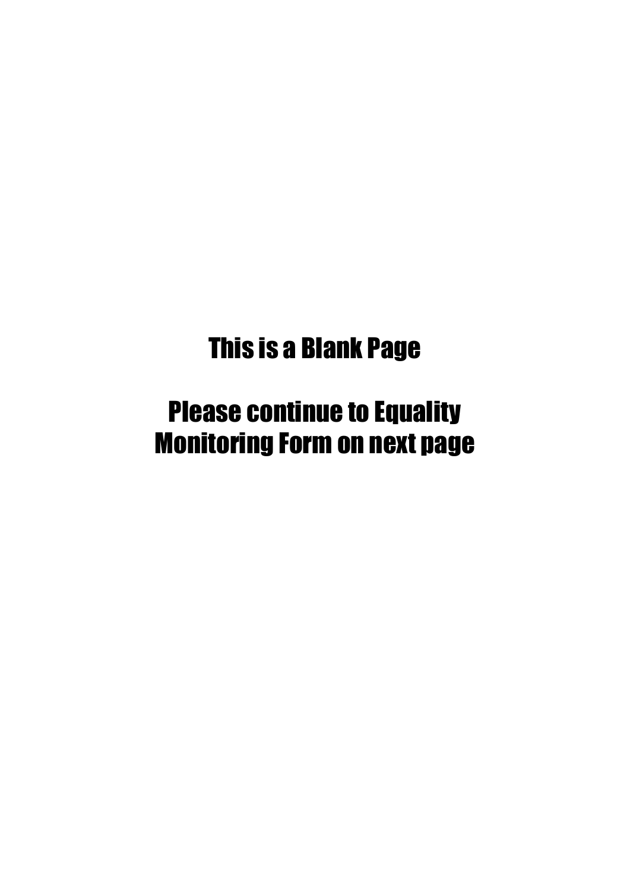This is a Blank Page

Please continue to Equality Monitoring Form on next page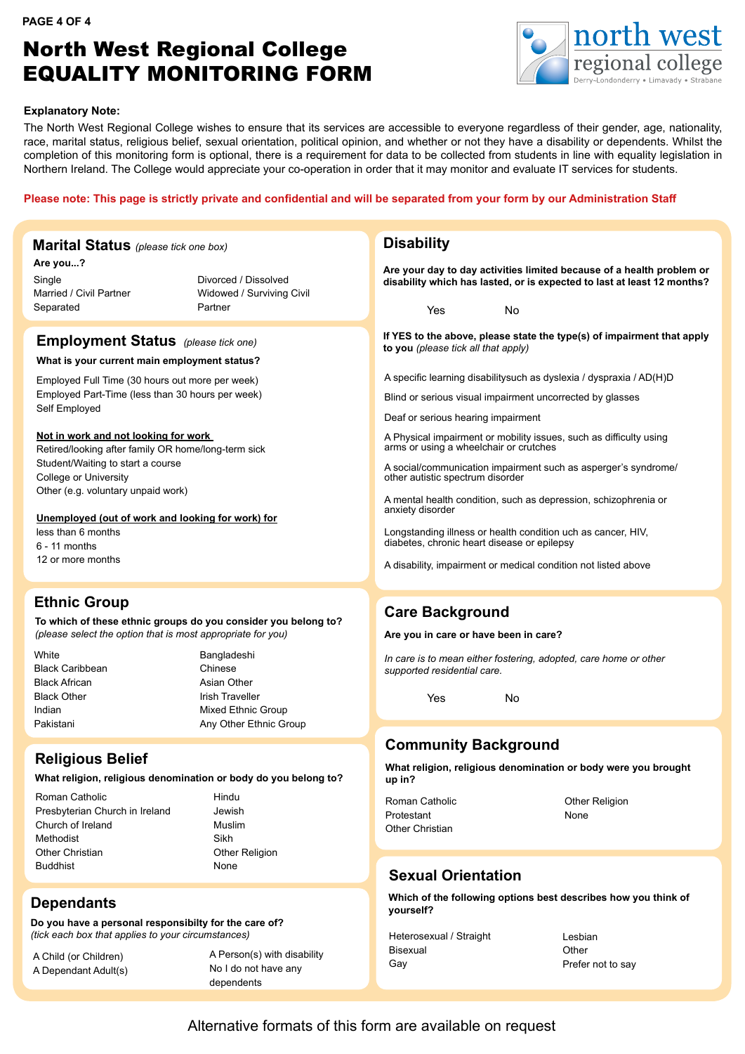# North West Regional College EQUALITY MONITORING FORM

**Explanatory Note:**

The North West Regional College wishes to ensure that its services are accessible to everyone regardless of their gender, age, nationality, race, marital status, religious belief, sexual orientation, political opinion, and whether or not they have a disability or dependents. Whilst the completion of this monitoring form is optional, there is a requirement for data to be collected from students in line with equality legislation in Northern Ireland. The College would appreciate your co-operation in order that it may monitor and evaluate IT services for students.

**Please note: This page is strictly private and confidential and will be separated from your form by our Administration Staff**

## Marital Status *(please tick one box)*

**Are you...?**

- Single
- Married / Civil Partner
- Separated
- Divorced / Dissolved
- Widowed / Surviving Civil Partner

## Employment Status *(please tick one)*

**What is your current main employment status?**

- Employed Full Time (30 hours out more per week)
- Employed Part-Time (less than 30 hours per week)
- Self Employed

Not in work and not looking for work

- Retired/looking after family OR home/long-term sick
- Student/Waiting to start a course
- College or University
- Other (e.g. voluntary unpaid work)

Unemployed (out of work and looking for work) for

- less than 6 months
- 6 - 11 months
- 12 or more months

## Ethnic Group

**To which of these ethnic groups do you consider you belong to?**
*(please select the option that is most appropriate for you)*

- White
- Black Caribbean
- Black African
- Black Other
- Indian
- Pakistani
- Bangladeshi
- Chinese
- Asian Other
- Irish Traveller
- Mixed Ethnic Group
- Any Other Ethnic Group

## Religious Belief

**What religion, religious denomination or body do you belong to?**

- Roman Catholic
- Presbyterian Church in Ireland
- Church of Ireland
- Methodist
- Other Christian
- Buddhist
- Hindu
- Jewish
- Muslim
- Sikh
- Other Religion
- None

## Dependants

**Do you have a personal responsibilty for the care of?**
*(tick each box that applies to your circumstances)*

- A Child (or Children)
- A Dependant Adult(s)
- A Person(s) with disability
- No I do not have any dependents

## Disability

**Are your day to day activities limited because of a health problem or disability which has lasted, or is expected to last at least 12 months?**

Yes No

**If YES to the above, please state the type(s) of impairment that apply to you** *(please tick all that apply)*

- A specific learning disabilitysuch as dyslexia / dyspraxia / AD(H)D
- Blind or serious visual impairment uncorrected by glasses
- Deaf or serious hearing impairment
- A Physical impairment or mobility issues, such as difficulty using arms or using a wheelchair or crutches
- A social/communication impairment such as asperger's syndrome/ other autistic spectrum disorder
- A mental health condition, such as depression, schizophrenia or anxiety disorder
- Longstanding illness or health condition uch as cancer, HIV, diabetes, chronic heart disease or epilepsy
- A disability, impairment or medical condition not listed above

## Care Background

**Are you in care or have been in care?**

*In care is to mean either fostering, adopted, care home or other supported residential care.*

Yes No

## Community Background

**What religion, religious denomination or body were you brought up in?**

- Roman Catholic
- Protestant
- Other Christian
- Other Religion
- None

## Sexual Orientation

**Which of the following options best describes how you think of yourself?**

- Heterosexual / Straight
- Bisexual
- Gay
- Lesbian
- Other
- Prefer not to say

Alternative formats of this form are available on request